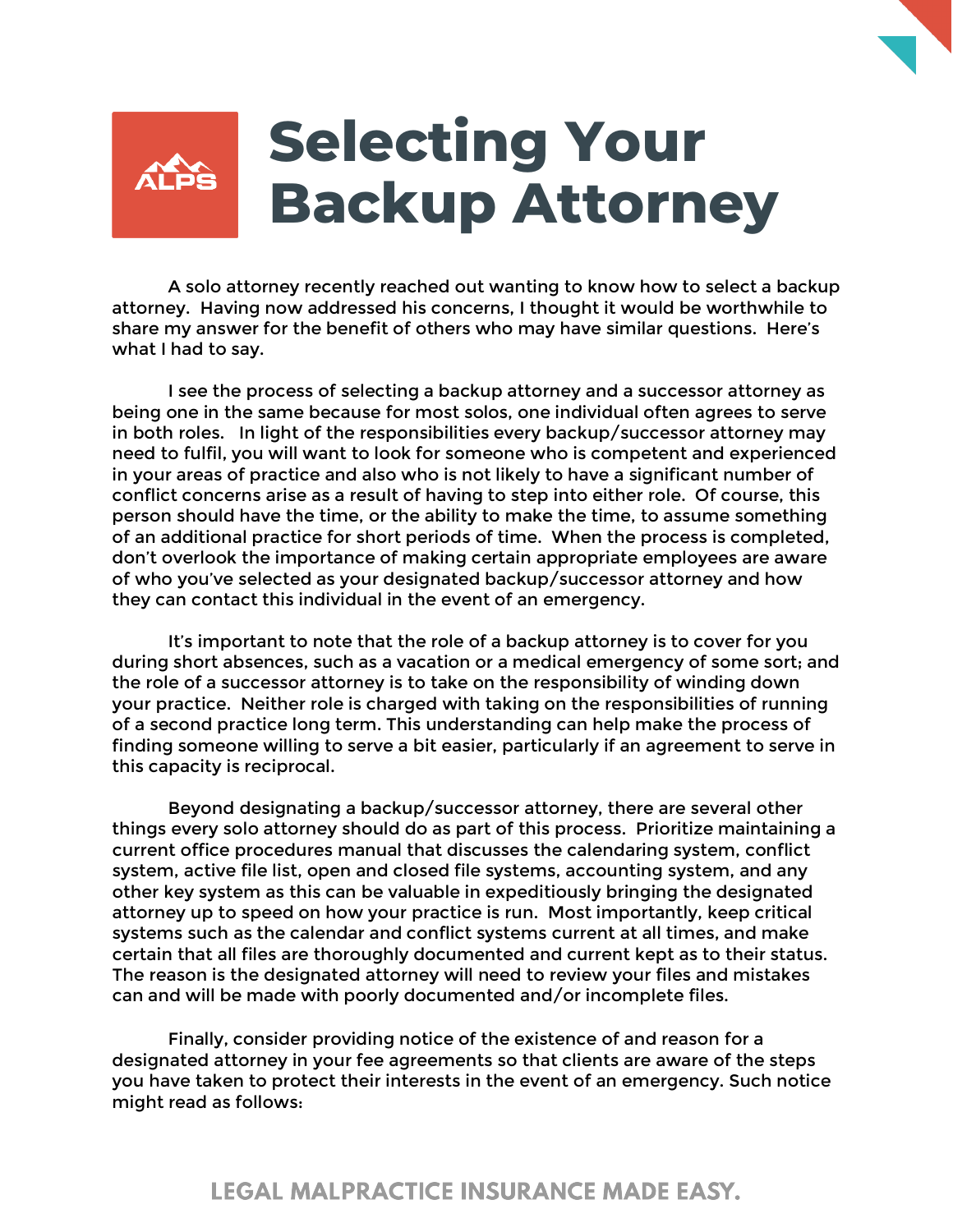# Selecting Your Backup Attorney

A solo attorney recently reached out wanting to know how to select a backup attorney. Having now addressed his concerns, I thought it would be worthwhile to share my answer for the benefit of others who may have similar questions. Here's what I had to say.

I see the process of selecting a backup attorney and a successor attorney as being one in the same because for most solos, one individual often agrees to serve in both roles. In light of the responsibilities every backup/successor attorney may need to fulfil, you will want to look for someone who is competent and experienced in your areas of practice and also who is not likely to have a significant number of conflict concerns arise as a result of having to step into either role. Of course, this person should have the time, or the ability to make the time, to assume something of an additional practice for short periods of time. When the process is completed, don't overlook the importance of making certain appropriate employees are aware of who you've selected as your designated backup/successor attorney and how they can contact this individual in the event of an emergency.

It's important to note that the role of a backup attorney is to cover for you during short absences, such as a vacation or a medical emergency of some sort; and the role of a successor attorney is to take on the responsibility of winding down your practice. Neither role is charged with taking on the responsibilities of running of a second practice long term. This understanding can help make the process of finding someone willing to serve a bit easier, particularly if an agreement to serve in this capacity is reciprocal.

Beyond designating a backup/successor attorney, there are several other things every solo attorney should do as part of this process. Prioritize maintaining a current office procedures manual that discusses the calendaring system, conflict system, active file list, open and closed file systems, accounting system, and any other key system as this can be valuable in expeditiously bringing the designated attorney up to speed on how your practice is run. Most importantly, keep critical systems such as the calendar and conflict systems current at all times, and make certain that all files are thoroughly documented and current kept as to their status. The reason is the designated attorney will need to review your files and mistakes can and will be made with poorly documented and/or incomplete files.

Finally, consider providing notice of the existence of and reason for a designated attorney in your fee agreements so that clients are aware of the steps you have taken to protect their interests in the event of an emergency. Such notice might read as follows: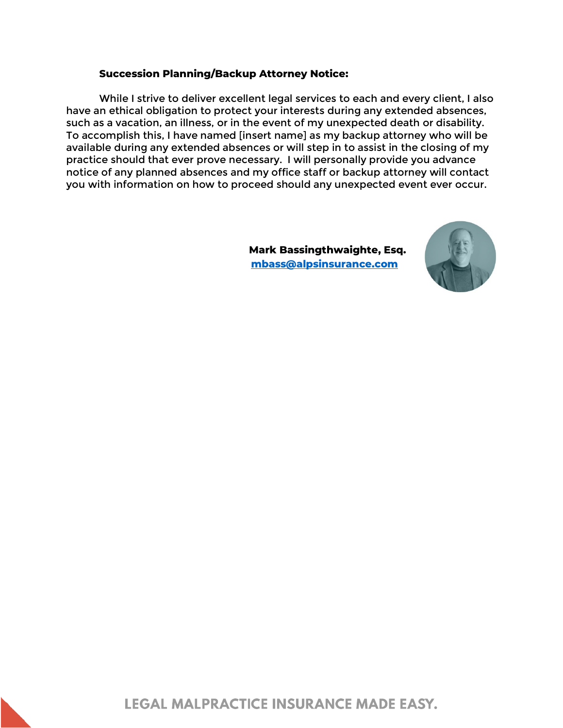**Succession Planning/Backup Attorney Notice:**

While I strive to deliver excellent legal services to each and every client, I also have an ethical obligation to protect your interests during any extended absences, such as a vacation, an illness, or in the event of my unexpected death or disability. To accomplish this, I have named [insert name] as my backup attorney who will be available during any extended absences or will step in to assist in the closing of my practice should that ever prove necessary. I will personally provide you advance notice of any planned absences and my office staff or backup attorney will contact you with information on how to proceed should any unexpected event ever occur.

**Mark Bassingthwaighte, Esq.**
**mbass@alpsinsurance.com**